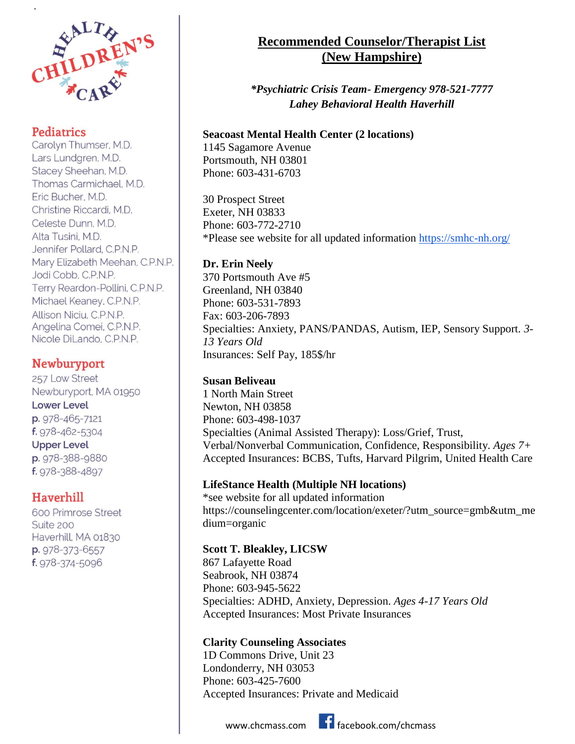# Recommended Counselor/Therapist List (New Hampshire)

***Psychiatric Crisis Team- Emergency 978-521-7777***
***Lahey Behavioral Health Haverhill***

**Seacoast Mental Health Center (2 locations)**
1145 Sagamore Avenue
Portsmouth, NH 03801
Phone: 603-431-6703

30 Prospect Street
Exeter, NH 03833
Phone: 603-772-2710
*Please see website for all updated information https://smhc-nh.org/

**Dr. Erin Neely**
370 Portsmouth Ave #5
Greenland, NH 03840
Phone: 603-531-7893
Fax: 603-206-7893
Specialties: Anxiety, PANS/PANDAS, Autism, IEP, Sensory Support. *3-13 Years Old*
Insurances: Self Pay, 185$/hr

**Susan Beliveau**
1 North Main Street
Newton, NH 03858
Phone: 603-498-1037
Specialties (Animal Assisted Therapy): Loss/Grief, Trust, Verbal/Nonverbal Communication, Confidence, Responsibility. *Ages 7+*
Accepted Insurances: BCBS, Tufts, Harvard Pilgrim, United Health Care

**LifeStance Health (Multiple NH locations)**
*see website for all updated information
https://counselingcenter.com/location/exeter/?utm_source=gmb&utm_medium=organic

**Scott T. Bleakley, LICSW**
867 Lafayette Road
Seabrook, NH 03874
Phone: 603-945-5622
Specialties: ADHD, Anxiety, Depression. *Ages 4-17 Years Old*
Accepted Insurances: Most Private Insurances

**Clarity Counseling Associates**
1D Commons Drive, Unit 23
Londonderry, NH 03053
Phone: 603-425-7600
Accepted Insurances: Private and Medicaid

---

HEALTH CHILDREN'S CARE

## Pediatrics

Carolyn Thumser, M.D.
Lars Lundgren, M.D.
Stacey Sheehan, M.D.
Thomas Carmichael, M.D.
Eric Bucher, M.D.
Christine Riccardi, M.D.
Celeste Dunn, M.D.
Alta Tusini, M.D.
Jennifer Pollard, C.P.N.P.
Mary Elizabeth Meehan, C.P.N.P.
Jodi Cobb, C.P.N.P.
Terry Reardon-Pollini, C.P.N.P.
Michael Keaney, C.P.N.P.
Allison Niciu, C.P.N.P.
Angelina Comei, C.P.N.P.
Nicole DiLando, C.P.N.P.

## Newburyport

257 Low Street
Newburyport, MA 01950
**Lower Level**
p. 978-465-7121
f. 978-462-5304
**Upper Level**
p. 978-388-9880
f. 978-388-4897

## Haverhill

600 Primrose Street
Suite 200
Haverhill, MA 01830
p. 978-373-6557
f. 978-374-5096

www.chcmass.com facebook.com/chcmass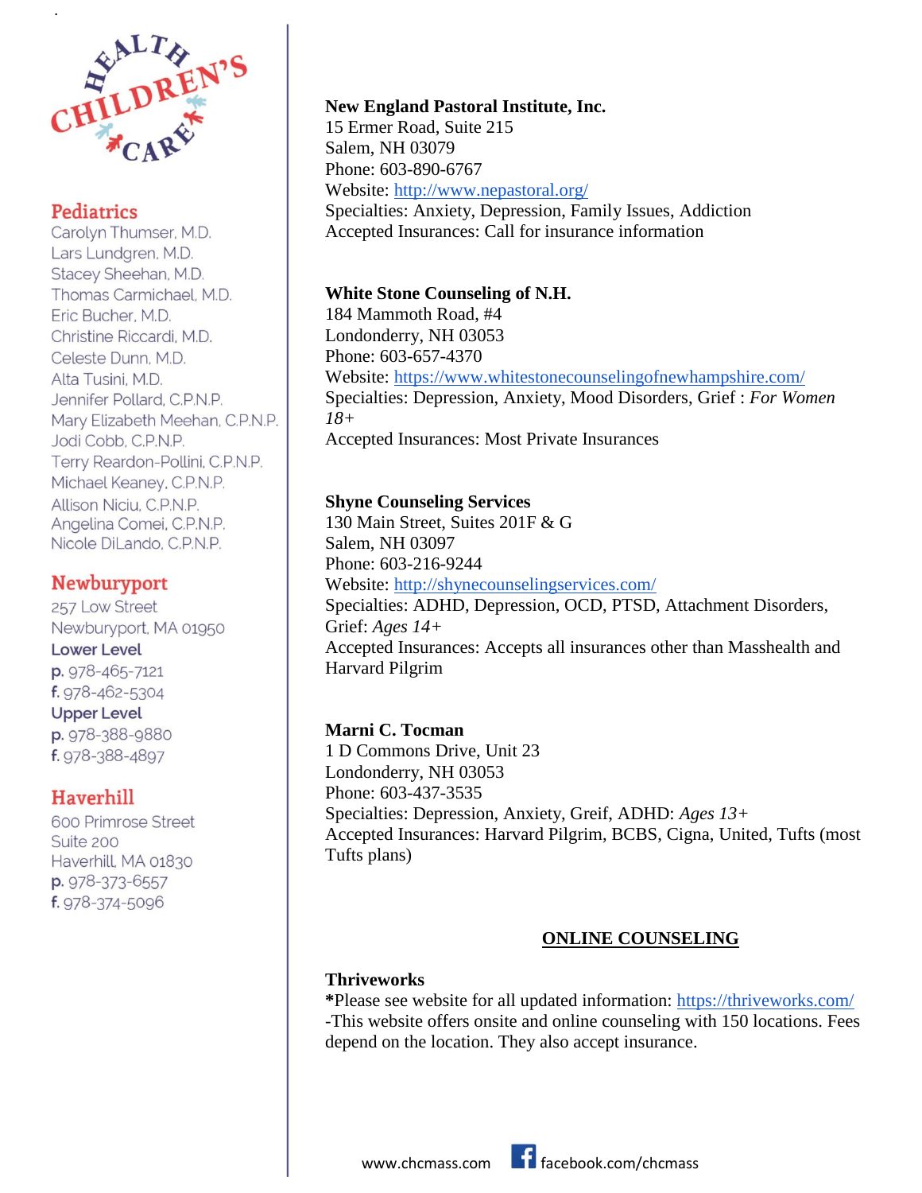## Pediatrics

Carolyn Thumser, M.D.
Lars Lundgren, M.D.
Stacey Sheehan, M.D.
Thomas Carmichael, M.D.
Eric Bucher, M.D.
Christine Riccardi, M.D.
Celeste Dunn, M.D.
Alta Tusini, M.D.
Jennifer Pollard, C.P.N.P.
Mary Elizabeth Meehan, C.P.N.P.
Jodi Cobb, C.P.N.P.
Terry Reardon-Pollini, C.P.N.P.
Michael Keaney, C.P.N.P.
Allison Niciu, C.P.N.P.
Angelina Comei, C.P.N.P.
Nicole DiLando, C.P.N.P.

## Newburyport

257 Low Street
Newburyport, MA 01950
**Lower Level**
**p.** 978-465-7121
**f.** 978-462-5304
**Upper Level**
**p.** 978-388-9880
**f.** 978-388-4897

## Haverhill

600 Primrose Street
Suite 200
Haverhill, MA 01830
**p.** 978-373-6557
**f.** 978-374-5096

**New England Pastoral Institute, Inc.**
15 Ermer Road, Suite 215
Salem, NH 03079
Phone: 603-890-6767
Website: http://www.nepastoral.org/
Specialties: Anxiety, Depression, Family Issues, Addiction
Accepted Insurances: Call for insurance information

**White Stone Counseling of N.H.**
184 Mammoth Road, #4
Londonderry, NH 03053
Phone: 603-657-4370
Website: https://www.whitestonecounselingofnewhampshire.com/
Specialties: Depression, Anxiety, Mood Disorders, Grief : *For Women 18+*
Accepted Insurances: Most Private Insurances

**Shyne Counseling Services**
130 Main Street, Suites 201F & G
Salem, NH 03097
Phone: 603-216-9244
Website: http://shynecounselingservices.com/
Specialties: ADHD, Depression, OCD, PTSD, Attachment Disorders, Grief: *Ages 14+*
Accepted Insurances: Accepts all insurances other than Masshealth and Harvard Pilgrim

**Marni C. Tocman**
1 D Commons Drive, Unit 23
Londonderry, NH 03053
Phone: 603-437-3535
Specialties: Depression, Anxiety, Greif, ADHD: *Ages 13+*
Accepted Insurances: Harvard Pilgrim, BCBS, Cigna, United, Tufts (most Tufts plans)

## ONLINE COUNSELING

**Thriveworks**
**\***Please see website for all updated information: https://thriveworks.com/
-This website offers onsite and online counseling with 150 locations. Fees depend on the location. They also accept insurance.

www.chcmass.com facebook.com/chcmass